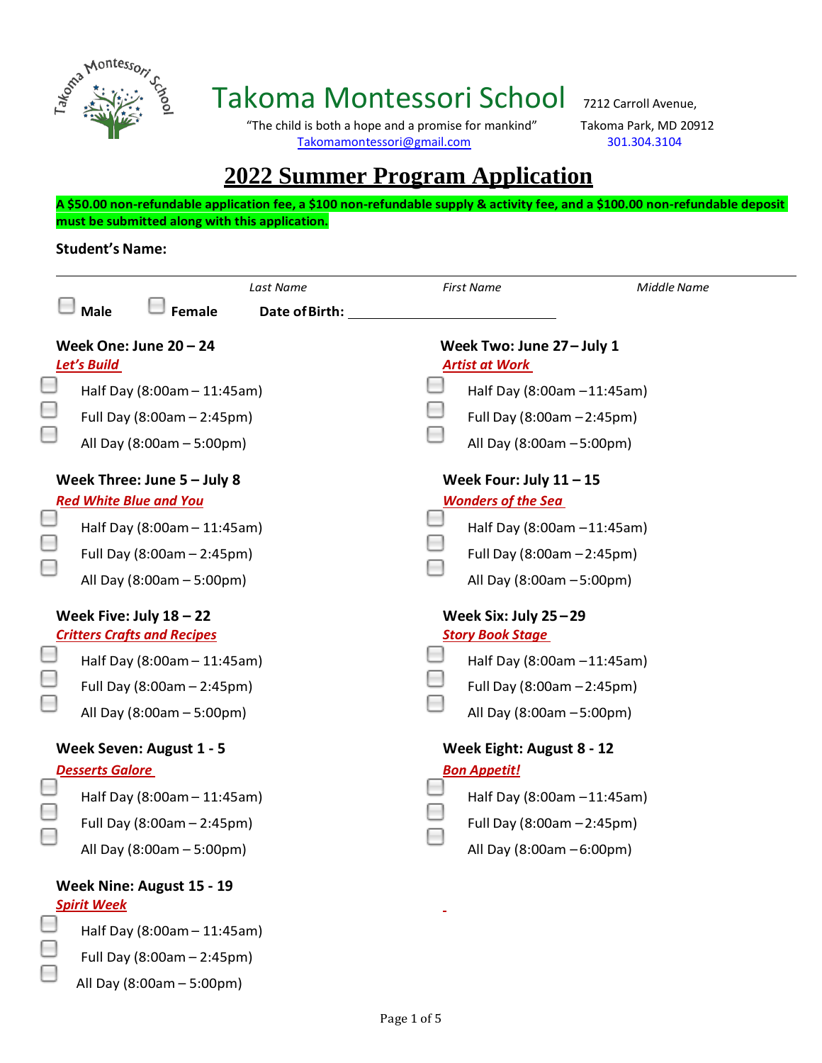# Takoma Montessori School

7212 Carroll Avenue,
Takoma Park, MD 20912

"The child is both a hope and a promise for mankind"

Takomamontessori@gmail.com

301.304.3104

## 2022 Summer Program Application

**A $50.00 non-refundable application fee, a $100 non-refundable supply & activity fee, and a $100.00 non-refundable deposit must be submitted along with this application.**

**Student's Name:**

_______________________________________________

*Last Name* *First Name* *Middle Name*

☐ **Male** ☐ **Female** **Date of Birth:** ____________________

**Week One: June 20 – 24**
***Let's Build***

- ☐ Half Day (8:00am – 11:45am)
- ☐ Full Day (8:00am – 2:45pm)
- ☐ All Day (8:00am – 5:00pm)

**Week Two: June 27 – July 1**
***Artist at Work***

- ☐ Half Day (8:00am – 11:45am)
- ☐ Full Day (8:00am – 2:45pm)
- ☐ All Day (8:00am – 5:00pm)

**Week Three: June 5 – July 8**
***Red White Blue and You***

- ☐ Half Day (8:00am – 11:45am)
- ☐ Full Day (8:00am – 2:45pm)
- ☐ All Day (8:00am – 5:00pm)

**Week Four: July 11 – 15**
***Wonders of the Sea***

- ☐ Half Day (8:00am – 11:45am)
- ☐ Full Day (8:00am – 2:45pm)
- ☐ All Day (8:00am – 5:00pm)

**Week Five: July 18 – 22**
***Critters Crafts and Recipes***

- ☐ Half Day (8:00am – 11:45am)
- ☐ Full Day (8:00am – 2:45pm)
- ☐ All Day (8:00am – 5:00pm)

**Week Six: July 25 – 29**
***Story Book Stage***

- ☐ Half Day (8:00am – 11:45am)
- ☐ Full Day (8:00am – 2:45pm)
- ☐ All Day (8:00am – 5:00pm)

**Week Seven: August 1 - 5**
***Desserts Galore***

- ☐ Half Day (8:00am – 11:45am)
- ☐ Full Day (8:00am – 2:45pm)
- ☐ All Day (8:00am – 5:00pm)

**Week Eight: August 8 - 12**
***Bon Appetit!***

- ☐ Half Day (8:00am – 11:45am)
- ☐ Full Day (8:00am – 2:45pm)
- ☐ All Day (8:00am – 6:00pm)

**Week Nine: August 15 - 19**
***Spirit Week***

- ☐ Half Day (8:00am – 11:45am)
- ☐ Full Day (8:00am – 2:45pm)
- ☐ All Day (8:00am – 5:00pm)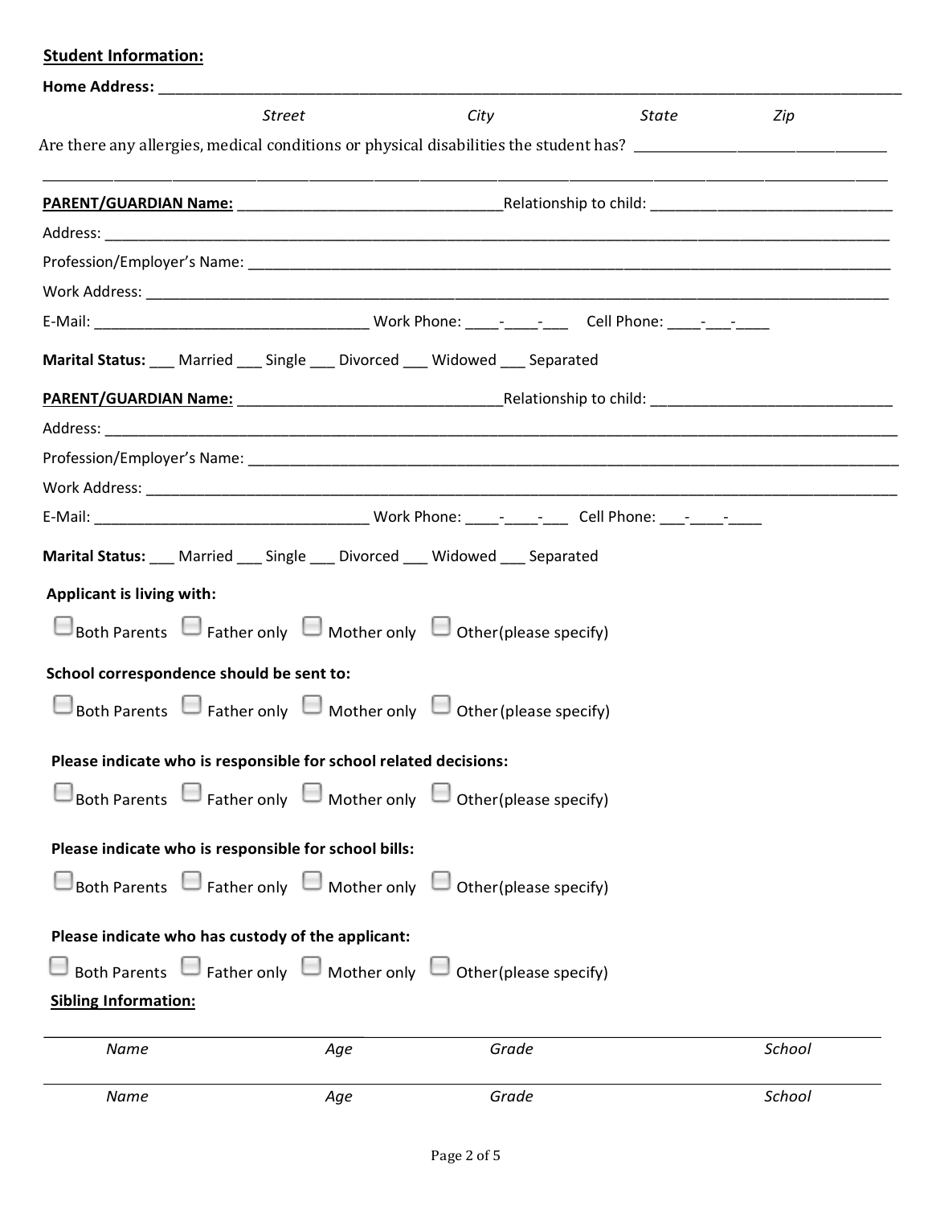**Student Information:**

**Home Address:** ______________________________________________________________________________

*Street* *City* *State* *Zip*

Are there any allergies, medical conditions or physical disabilities the student has? ______________________________

______________________________________________________________________________

**PARENT/GUARDIAN Name:** ______________________________ Relationship to child: ____________________________

Address: ______________________________________________________________________________

Profession/Employer's Name: ______________________________________________________________

Work Address: __________________________________________________________________________

E-Mail: ______________________________ Work Phone: ____-____-___ Cell Phone: ____-___-____

**Marital Status:** ___ Married ___ Single ___ Divorced ___ Widowed ___ Separated

**PARENT/GUARDIAN Name:** ______________________________ Relationship to child: ____________________________

Address: ______________________________________________________________________________

Profession/Employer's Name: ______________________________________________________________

Work Address: __________________________________________________________________________

E-Mail: ______________________________ Work Phone: ____-____-___ Cell Phone: ___-____-____

**Marital Status:** ___ Married ___ Single ___ Divorced ___ Widowed ___ Separated

**Applicant is living with:**

☐ Both Parents ☐ Father only ☐ Mother only ☐ Other(please specify)

**School correspondence should be sent to:**

☐ Both Parents ☐ Father only ☐ Mother only ☐ Other(please specify)

**Please indicate who is responsible for school related decisions:**

☐ Both Parents ☐ Father only ☐ Mother only ☐ Other(please specify)

**Please indicate who is responsible for school bills:**

☐ Both Parents ☐ Father only ☐ Mother only ☐ Other(please specify)

**Please indicate who has custody of the applicant:**

☐ Both Parents ☐ Father only ☐ Mother only ☐ Other(please specify)

**Sibling Information:**

______________________________________________________________________________

*Name* *Age* *Grade* *School*

______________________________________________________________________________

*Name* *Age* *Grade* *School*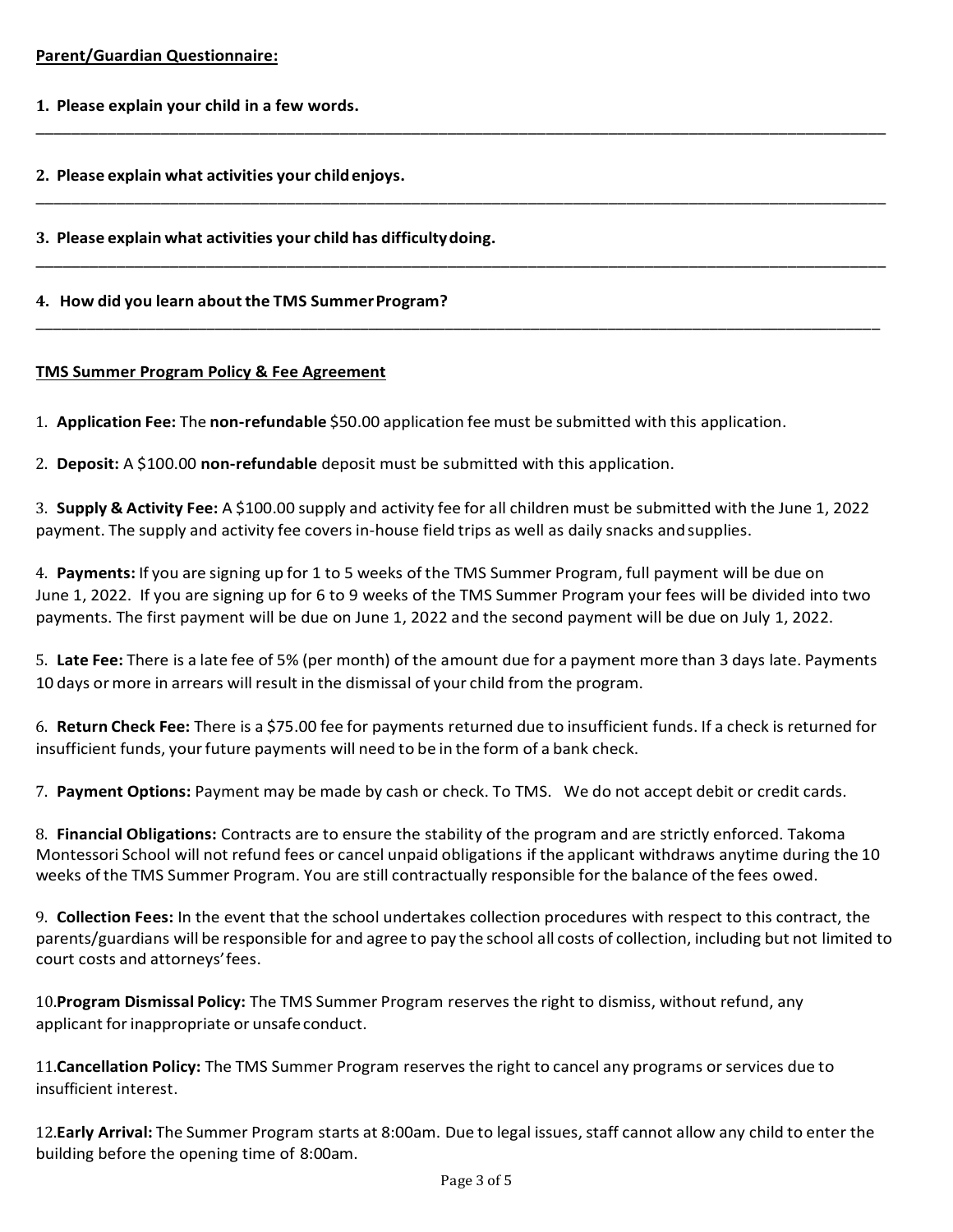**Parent/Guardian Questionnaire:**

1. **Please explain your child in a few words.**

_______________________________________________________________________________________________

2. **Please explain what activities your child enjoys.**

_______________________________________________________________________________________________

3. **Please explain what activities your child has difficulty doing.**

_______________________________________________________________________________________________

4. **How did you learn about the TMS Summer Program?**

_______________________________________________________________________________________________

**TMS Summer Program Policy & Fee Agreement**

1. **Application Fee:** The **non-refundable** $50.00 application fee must be submitted with this application.

2. **Deposit:** A $100.00 **non-refundable** deposit must be submitted with this application.

3. **Supply & Activity Fee:** A $100.00 supply and activity fee for all children must be submitted with the June 1, 2022 payment. The supply and activity fee covers in-house field trips as well as daily snacks and supplies.

4. **Payments:** If you are signing up for 1 to 5 weeks of the TMS Summer Program, full payment will be due on June 1, 2022. If you are signing up for 6 to 9 weeks of the TMS Summer Program your fees will be divided into two payments. The first payment will be due on June 1, 2022 and the second payment will be due on July 1, 2022.

5. **Late Fee:** There is a late fee of 5% (per month) of the amount due for a payment more than 3 days late. Payments 10 days or more in arrears will result in the dismissal of your child from the program.

6. **Return Check Fee:** There is a $75.00 fee for payments returned due to insufficient funds. If a check is returned for insufficient funds, your future payments will need to be in the form of a bank check.

7. **Payment Options:** Payment may be made by cash or check. To TMS. We do not accept debit or credit cards.

8. **Financial Obligations:** Contracts are to ensure the stability of the program and are strictly enforced. Takoma Montessori School will not refund fees or cancel unpaid obligations if the applicant withdraws anytime during the 10 weeks of the TMS Summer Program. You are still contractually responsible for the balance of the fees owed.

9. **Collection Fees:** In the event that the school undertakes collection procedures with respect to this contract, the parents/guardians will be responsible for and agree to pay the school all costs of collection, including but not limited to court costs and attorneys' fees.

10. **Program Dismissal Policy:** The TMS Summer Program reserves the right to dismiss, without refund, any applicant for inappropriate or unsafe conduct.

11. **Cancellation Policy:** The TMS Summer Program reserves the right to cancel any programs or services due to insufficient interest.

12. **Early Arrival:** The Summer Program starts at 8:00am. Due to legal issues, staff cannot allow any child to enter the building before the opening time of 8:00am.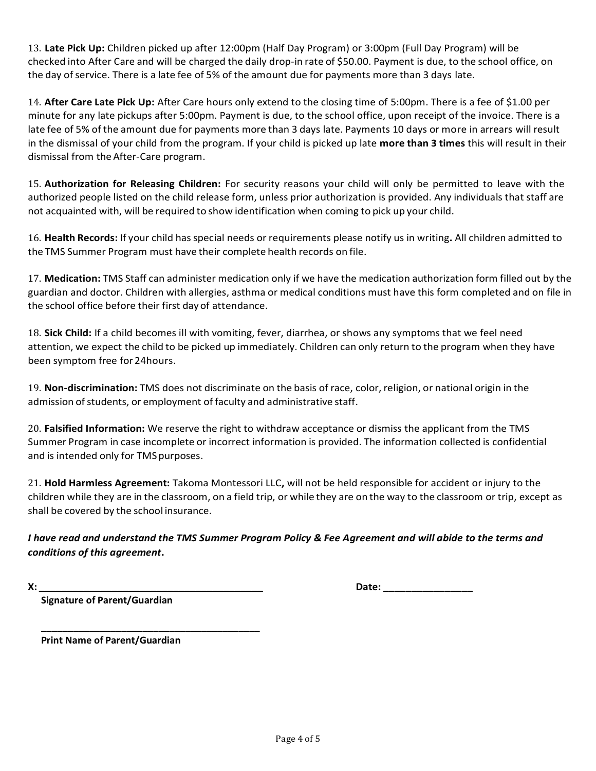13. **Late Pick Up:** Children picked up after 12:00pm (Half Day Program) or 3:00pm (Full Day Program) will be checked into After Care and will be charged the daily drop-in rate of $50.00. Payment is due, to the school office, on the day of service. There is a late fee of 5% of the amount due for payments more than 3 days late.

14. **After Care Late Pick Up:** After Care hours only extend to the closing time of 5:00pm. There is a fee of $1.00 per minute for any late pickups after 5:00pm. Payment is due, to the school office, upon receipt of the invoice. There is a late fee of 5% of the amount due for payments more than 3 days late. Payments 10 days or more in arrears will result in the dismissal of your child from the program. If your child is picked up late **more than 3 times** this will result in their dismissal from the After-Care program.

15. **Authorization for Releasing Children:** For security reasons your child will only be permitted to leave with the authorized people listed on the child release form, unless prior authorization is provided. Any individuals that staff are not acquainted with, will be required to show identification when coming to pick up your child.

16. **Health Records:** If your child has special needs or requirements please notify us in writing**.** All children admitted to the TMS Summer Program must have their complete health records on file.

17. **Medication:** TMS Staff can administer medication only if we have the medication authorization form filled out by the guardian and doctor. Children with allergies, asthma or medical conditions must have this form completed and on file in the school office before their first day of attendance.

18. **Sick Child:** If a child becomes ill with vomiting, fever, diarrhea, or shows any symptoms that we feel need attention, we expect the child to be picked up immediately. Children can only return to the program when they have been symptom free for 24hours.

19. **Non-discrimination:** TMS does not discriminate on the basis of race, color, religion, or national origin in the admission of students, or employment of faculty and administrative staff.

20. **Falsified Information:** We reserve the right to withdraw acceptance or dismiss the applicant from the TMS Summer Program in case incomplete or incorrect information is provided. The information collected is confidential and is intended only for TMS purposes.

21. **Hold Harmless Agreement:** Takoma Montessori LLC**,** will not be held responsible for accident or injury to the children while they are in the classroom, on a field trip, or while they are on the way to the classroom or trip, except as shall be covered by the school insurance.

***I have read and understand the TMS Summer Program Policy & Fee Agreement and will abide to the terms and conditions of this agreement.***

**X: ___________________________________________** **Date: _________________**

**Signature of Parent/Guardian**

___________________________________________

**Print Name of Parent/Guardian**